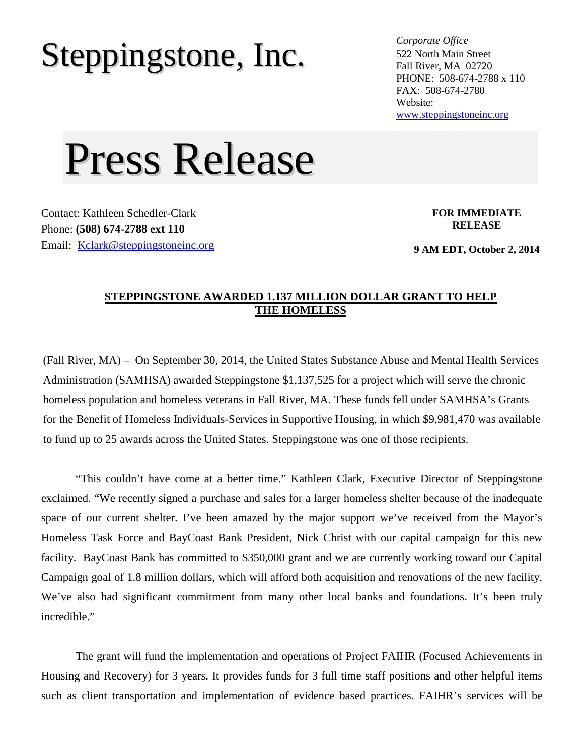# Steppingstone, Inc.

*Corporate Office*
522 North Main Street
Fall River, MA 02720
PHONE: 508-674-2788 x 110
FAX: 508-674-2780
Website:
www.steppingstoneinc.org

# Press Release

Contact: Kathleen Schedler-Clark
Phone: **(508) 674-2788 ext 110**
Email: Kclark@steppingstoneinc.org

**FOR IMMEDIATE RELEASE**

**9 AM EDT, October 2, 2014**

## STEPPINGSTONE AWARDED 1.137 MILLION DOLLAR GRANT TO HELP THE HOMELESS

(Fall River, MA) – On September 30, 2014, the United States Substance Abuse and Mental Health Services Administration (SAMHSA) awarded Steppingstone $1,137,525 for a project which will serve the chronic homeless population and homeless veterans in Fall River, MA. These funds fell under SAMHSA's Grants for the Benefit of Homeless Individuals-Services in Supportive Housing, in which $9,981,470 was available to fund up to 25 awards across the United States. Steppingstone was one of those recipients.

"This couldn't have come at a better time." Kathleen Clark, Executive Director of Steppingstone exclaimed. "We recently signed a purchase and sales for a larger homeless shelter because of the inadequate space of our current shelter. I've been amazed by the major support we've received from the Mayor's Homeless Task Force and BayCoast Bank President, Nick Christ with our capital campaign for this new facility. BayCoast Bank has committed to $350,000 grant and we are currently working toward our Capital Campaign goal of 1.8 million dollars, which will afford both acquisition and renovations of the new facility. We've also had significant commitment from many other local banks and foundations. It's been truly incredible."

The grant will fund the implementation and operations of Project FAIHR (Focused Achievements in Housing and Recovery) for 3 years. It provides funds for 3 full time staff positions and other helpful items such as client transportation and implementation of evidence based practices. FAIHR's services will be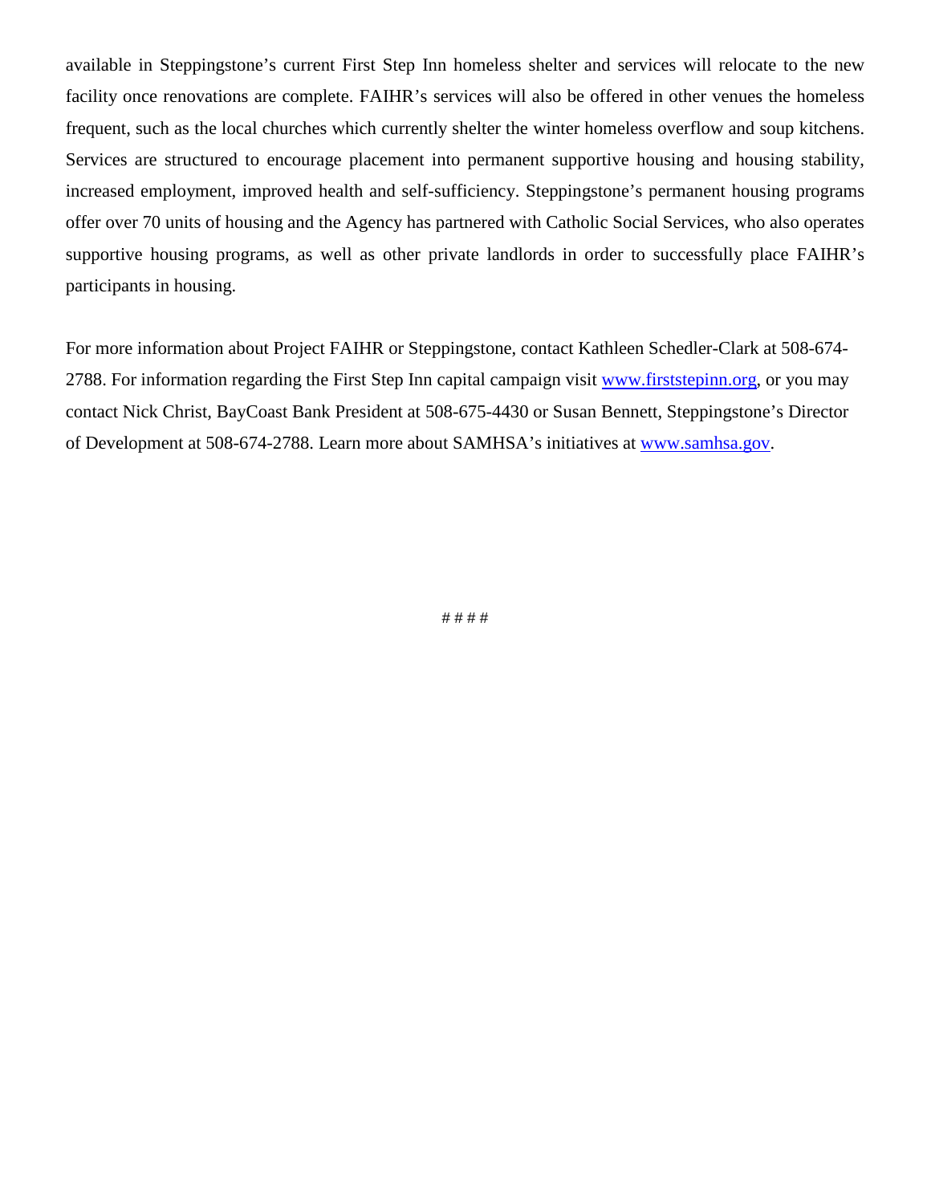available in Steppingstone's current First Step Inn homeless shelter and services will relocate to the new facility once renovations are complete. FAIHR's services will also be offered in other venues the homeless frequent, such as the local churches which currently shelter the winter homeless overflow and soup kitchens. Services are structured to encourage placement into permanent supportive housing and housing stability, increased employment, improved health and self-sufficiency. Steppingstone's permanent housing programs offer over 70 units of housing and the Agency has partnered with Catholic Social Services, who also operates supportive housing programs, as well as other private landlords in order to successfully place FAIHR's participants in housing.

For more information about Project FAIHR or Steppingstone, contact Kathleen Schedler-Clark at 508-674-2788. For information regarding the First Step Inn capital campaign visit www.firststepinn.org, or you may contact Nick Christ, BayCoast Bank President at 508-675-4430 or Susan Bennett, Steppingstone's Director of Development at 508-674-2788. Learn more about SAMHSA's initiatives at www.samhsa.gov.

# # # #